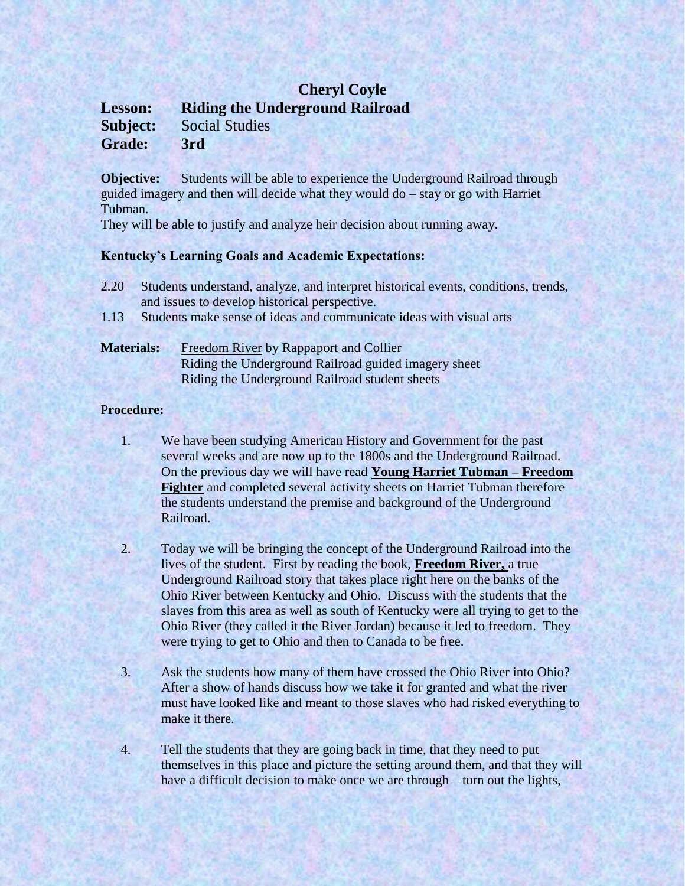# Cheryl Coyle

**Lesson:** **Riding the Underground Railroad**
**Subject:** Social Studies
**Grade:** **3rd**

**Objective:** Students will be able to experience the Underground Railroad through guided imagery and then will decide what they would do – stay or go with Harriet Tubman.
They will be able to justify and analyze heir decision about running away.

**Kentucky's Learning Goals and Academic Expectations:**

2.20 Students understand, analyze, and interpret historical events, conditions, trends, and issues to develop historical perspective.
1.13 Students make sense of ideas and communicate ideas with visual arts

**Materials:** Freedom River by Rappaport and Collier
Riding the Underground Railroad guided imagery sheet
Riding the Underground Railroad student sheets

**Procedure:**

1. We have been studying American History and Government for the past several weeks and are now up to the 1800s and the Underground Railroad. On the previous day we will have read **Young Harriet Tubman – Freedom Fighter** and completed several activity sheets on Harriet Tubman therefore the students understand the premise and background of the Underground Railroad.

2. Today we will be bringing the concept of the Underground Railroad into the lives of the student. First by reading the book, **Freedom River,** a true Underground Railroad story that takes place right here on the banks of the Ohio River between Kentucky and Ohio. Discuss with the students that the slaves from this area as well as south of Kentucky were all trying to get to the Ohio River (they called it the River Jordan) because it led to freedom. They were trying to get to Ohio and then to Canada to be free.

3. Ask the students how many of them have crossed the Ohio River into Ohio? After a show of hands discuss how we take it for granted and what the river must have looked like and meant to those slaves who had risked everything to make it there.

4. Tell the students that they are going back in time, that they need to put themselves in this place and picture the setting around them, and that they will have a difficult decision to make once we are through – turn out the lights,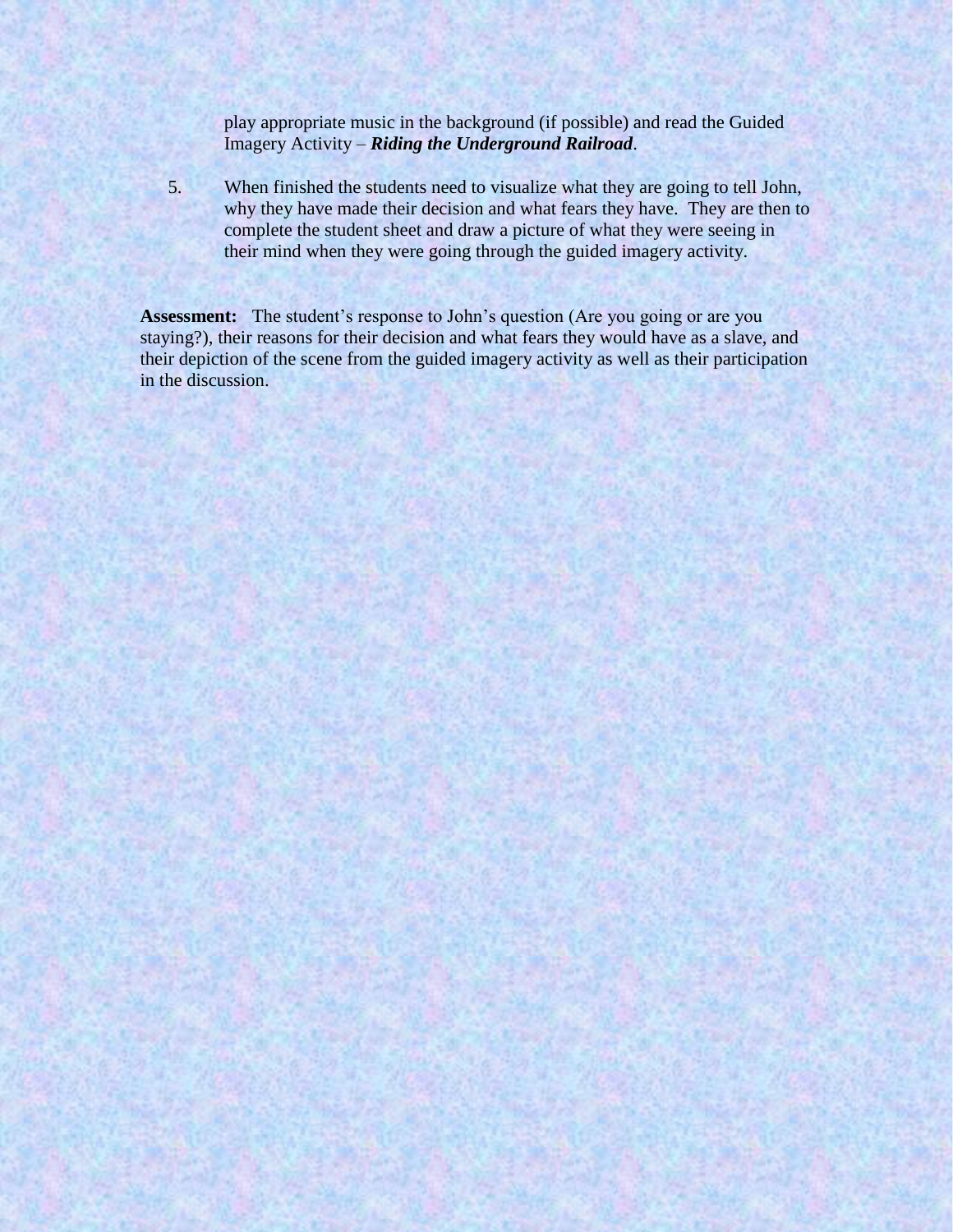play appropriate music in the background (if possible) and read the Guided Imagery Activity – ***Riding the Underground Railroad***.

5. When finished the students need to visualize what they are going to tell John, why they have made their decision and what fears they have. They are then to complete the student sheet and draw a picture of what they were seeing in their mind when they were going through the guided imagery activity.

**Assessment:** The student's response to John's question (Are you going or are you staying?), their reasons for their decision and what fears they would have as a slave, and their depiction of the scene from the guided imagery activity as well as their participation in the discussion.